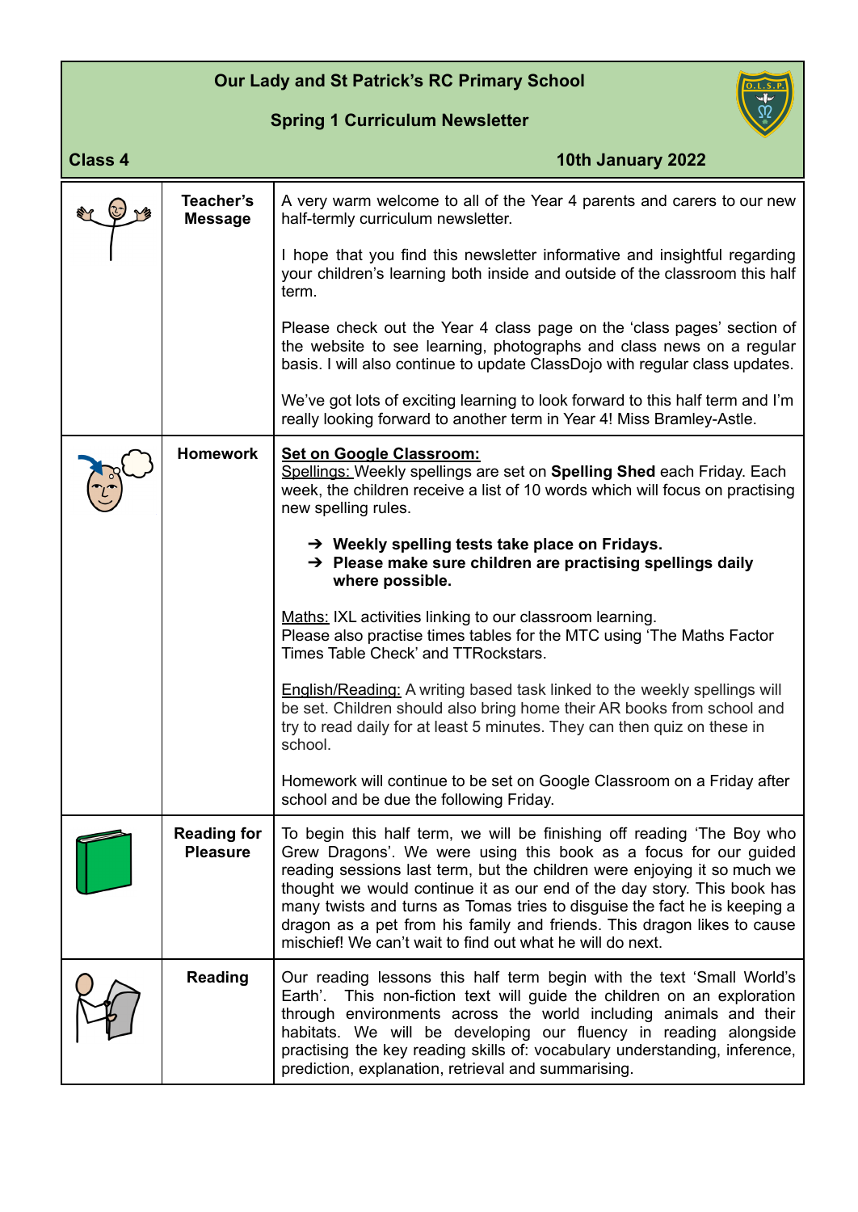# Our Lady and St Patrick's RC Primary School

## Spring 1 Curriculum Newsletter

**Class 4** | **10th January 2022**

### Teacher's Message

A very warm welcome to all of the Year 4 parents and carers to our new half-termly curriculum newsletter.

I hope that you find this newsletter informative and insightful regarding your children's learning both inside and outside of the classroom this half term.

Please check out the Year 4 class page on the 'class pages' section of the website to see learning, photographs and class news on a regular basis. I will also continue to update ClassDojo with regular class updates.

We've got lots of exciting learning to look forward to this half term and I'm really looking forward to another term in Year 4! Miss Bramley-Astle.

### Homework

**Set on Google Classroom:**

Spellings: Weekly spellings are set on **Spelling Shed** each Friday. Each week, the children receive a list of 10 words which will focus on practising new spelling rules.

- **Weekly spelling tests take place on Fridays.**
- **Please make sure children are practising spellings daily where possible.**

Maths: IXL activities linking to our classroom learning.
Please also practise times tables for the MTC using 'The Maths Factor Times Table Check' and TTRockstars.

English/Reading: A writing based task linked to the weekly spellings will be set. Children should also bring home their AR books from school and try to read daily for at least 5 minutes. They can then quiz on these in school.

Homework will continue to be set on Google Classroom on a Friday after school and be due the following Friday.

### Reading for Pleasure

To begin this half term, we will be finishing off reading 'The Boy who Grew Dragons'. We were using this book as a focus for our guided reading sessions last term, but the children were enjoying it so much we thought we would continue it as our end of the day story. This book has many twists and turns as Tomas tries to disguise the fact he is keeping a dragon as a pet from his family and friends. This dragon likes to cause mischief! We can't wait to find out what he will do next.

### Reading

Our reading lessons this half term begin with the text 'Small World's Earth'. This non-fiction text will guide the children on an exploration through environments across the world including animals and their habitats. We will be developing our fluency in reading alongside practising the key reading skills of: vocabulary understanding, inference, prediction, explanation, retrieval and summarising.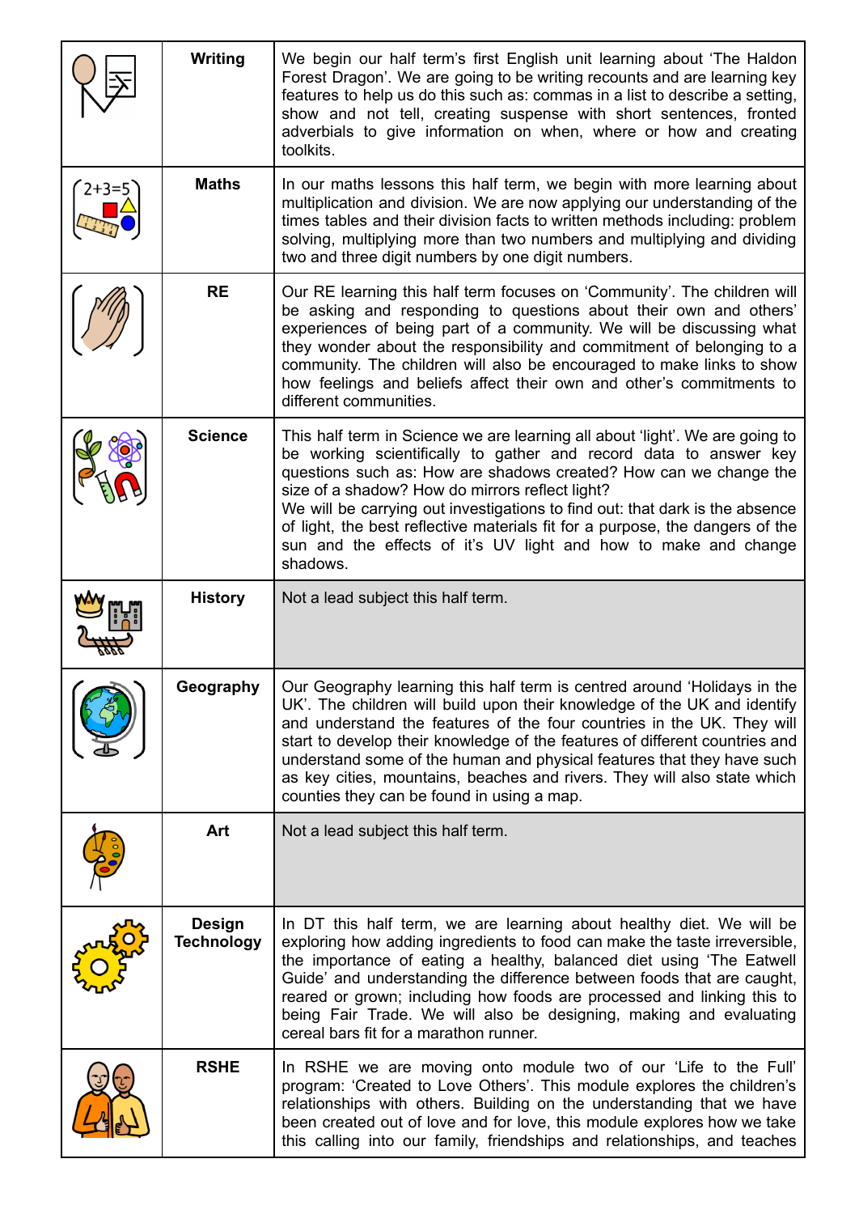| | | |
|---|---|---|
| | **Writing** | We begin our half term's first English unit learning about 'The Haldon Forest Dragon'. We are going to be writing recounts and are learning key features to help us do this such as: commas in a list to describe a setting, show and not tell, creating suspense with short sentences, fronted adverbials to give information on when, where or how and creating toolkits. |
| | **Maths** | In our maths lessons this half term, we begin with more learning about multiplication and division. We are now applying our understanding of the times tables and their division facts to written methods including: problem solving, multiplying more than two numbers and multiplying and dividing two and three digit numbers by one digit numbers. |
| | **RE** | Our RE learning this half term focuses on 'Community'. The children will be asking and responding to questions about their own and others' experiences of being part of a community. We will be discussing what they wonder about the responsibility and commitment of belonging to a community. The children will also be encouraged to make links to show how feelings and beliefs affect their own and other's commitments to different communities. |
| | **Science** | This half term in Science we are learning all about 'light'. We are going to be working scientifically to gather and record data to answer key questions such as: How are shadows created? How can we change the size of a shadow? How do mirrors reflect light?<br>We will be carrying out investigations to find out: that dark is the absence of light, the best reflective materials fit for a purpose, the dangers of the sun and the effects of it's UV light and how to make and change shadows. |
| | **History** | Not a lead subject this half term. |
| | **Geography** | Our Geography learning this half term is centred around 'Holidays in the UK'. The children will build upon their knowledge of the UK and identify and understand the features of the four countries in the UK. They will start to develop their knowledge of the features of different countries and understand some of the human and physical features that they have such as key cities, mountains, beaches and rivers. They will also state which counties they can be found in using a map. |
| | **Art** | Not a lead subject this half term. |
| | **Design Technology** | In DT this half term, we are learning about healthy diet. We will be exploring how adding ingredients to food can make the taste irreversible, the importance of eating a healthy, balanced diet using 'The Eatwell Guide' and understanding the difference between foods that are caught, reared or grown; including how foods are processed and linking this to being Fair Trade. We will also be designing, making and evaluating cereal bars fit for a marathon runner. |
| | **RSHE** | In RSHE we are moving onto module two of our 'Life to the Full' program: 'Created to Love Others'. This module explores the children's relationships with others. Building on the understanding that we have been created out of love and for love, this module explores how we take this calling into our family, friendships and relationships, and teaches |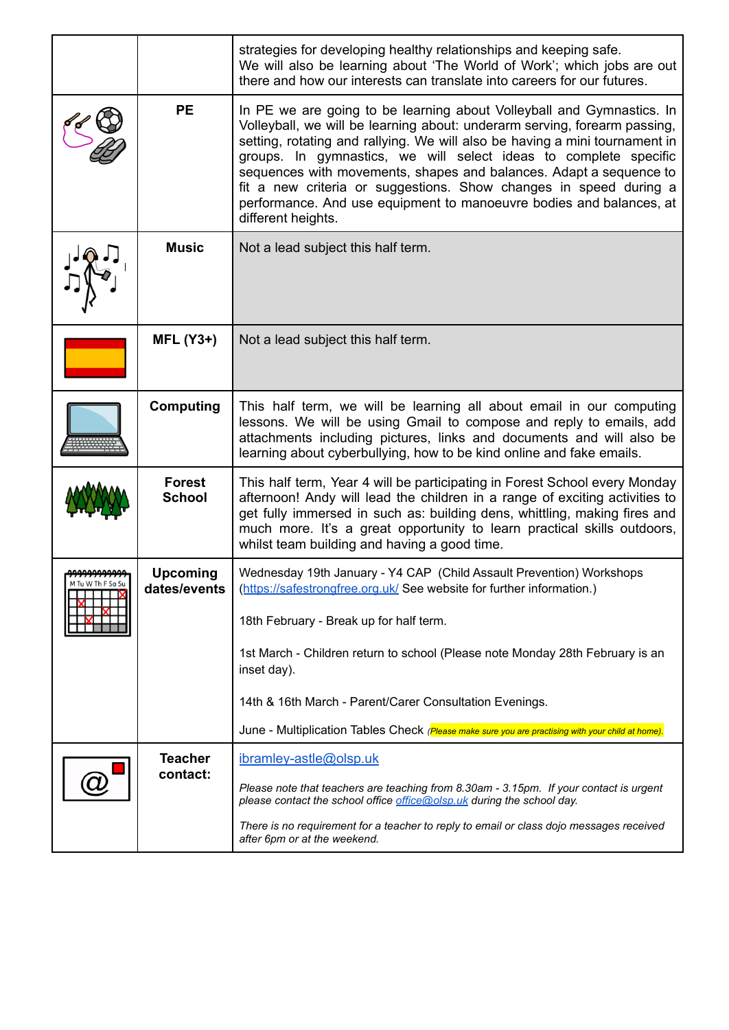| | | |
|---|---|---|
| | | strategies for developing healthy relationships and keeping safe. We will also be learning about 'The World of Work'; which jobs are out there and how our interests can translate into careers for our futures. |
| | **PE** | In PE we are going to be learning about Volleyball and Gymnastics. In Volleyball, we will be learning about: underarm serving, forearm passing, setting, rotating and rallying. We will also be having a mini tournament in groups. In gymnastics, we will select ideas to complete specific sequences with movements, shapes and balances. Adapt a sequence to fit a new criteria or suggestions. Show changes in speed during a performance. And use equipment to manoeuvre bodies and balances, at different heights. |
| | **Music** | Not a lead subject this half term. |
| | **MFL (Y3+)** | Not a lead subject this half term. |
| | **Computing** | This half term, we will be learning all about email in our computing lessons. We will be using Gmail to compose and reply to emails, add attachments including pictures, links and documents and will also be learning about cyberbullying, how to be kind online and fake emails. |
| | **Forest School** | This half term, Year 4 will be participating in Forest School every Monday afternoon! Andy will lead the children in a range of exciting activities to get fully immersed in such as: building dens, whittling, making fires and much more. It's a great opportunity to learn practical skills outdoors, whilst team building and having a good time. |
| | **Upcoming dates/events** | Wednesday 19th January - Y4 CAP (Child Assault Prevention) Workshops (https://safestrongfree.org.uk/ See website for further information.)<br><br>18th February - Break up for half term.<br><br>1st March - Children return to school (Please note Monday 28th February is an inset day).<br><br>14th & 16th March - Parent/Carer Consultation Evenings.<br><br>June - Multiplication Tables Check *(Please make sure you are practising with your child at home).* |
| | **Teacher contact:** | ibramley-astle@olsp.uk<br><br>*Please note that teachers are teaching from 8.30am - 3.15pm. If your contact is urgent please contact the school office office@olsp.uk during the school day.*<br><br>*There is no requirement for a teacher to reply to email or class dojo messages received after 6pm or at the weekend.* |